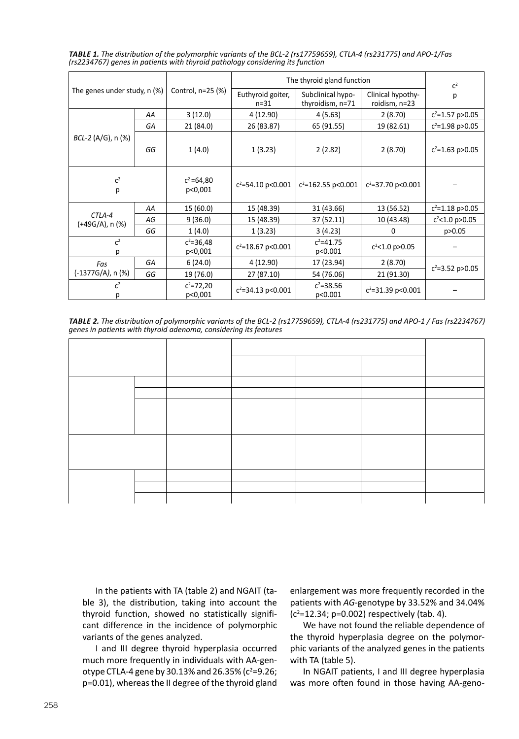***TABLE 1.*** *The distribution of the polymorphic variants of the BCL-2 (rs17759659), CTLA-4 (rs231775) and APO-1/Fas (rs2234767) genes in patients with thyroid pathology considering its function*

| The genes under study, n (%) | | Control, n=25 (%) | The thyroid gland function | | | $c^2$ p |
|---|---|---|---|---|---|---|
| | | | Euthyroid goiter, n=31 | Subclinical hypo-thyroidism, n=71 | Clinical hypothy-roidism, n=23 | |
| *BCL-2* (A/G), n (%) | *AA* | 3 (12.0) | 4 (12.90) | 4 (5.63) | 2 (8.70) | $c^2$=1.57 p>0.05 |
| | *GA* | 21 (84.0) | 26 (83.87) | 65 (91.55) | 19 (82.61) | $c^2$=1.98 p>0.05 |
| | *GG* | 1 (4.0) | 1 (3.23) | 2 (2.82) | 2 (8.70) | $c^2$=1.63 p>0.05 |
| $c^2$ p | | $c^2$ =64,80 p<0,001 | $c^2$=54.10 p<0.001 | $c^2$=162.55 p<0.001 | $c^2$=37.70 p<0.001 | – |
| *CTLA-4* (+49G/A), n (%) | *AA* | 15 (60.0) | 15 (48.39) | 31 (43.66) | 13 (56.52) | $c^2$=1.18 p>0.05 |
| | *AG* | 9 (36.0) | 15 (48.39) | 37 (52.11) | 10 (43.48) | $c^2$<1.0 p>0.05 |
| | *GG* | 1 (4.0) | 1 (3.23) | 3 (4.23) | 0 | p>0.05 |
| $c^2$ p | | $c^2$=36,48 p<0,001 | $c^2$=18.67 p<0.001 | $c^2$=41.75 p<0.001 | $c^2$<1.0 p>0.05 | – |
| *Fas* (-1377G/A), n (%) | *GA* | 6 (24.0) | 4 (12.90) | 17 (23.94) | 2 (8.70) | $c^2$=3.52 p>0.05 |
| | *GG* | 19 (76.0) | 27 (87.10) | 54 (76.06) | 21 (91.30) | |
| $c^2$ p | | $c^2$=72,20 p<0,001 | $c^2$=34.13 p<0.001 | $c^2$=38.56 p<0.001 | $c^2$=31.39 p<0.001 | – |

***TABLE 2.*** *The distribution of polymorphic variants of the BCL-2 (rs17759659), CTLA-4 (rs231775) and APO-1 / Fas (rs2234767) genes in patients with thyroid adenoma, considering its features*

In the patients with TA (table 2) and NGAIT (table 3), the distribution, taking into account the thyroid function, showed no statistically significant difference in the incidence of polymorphic variants of the genes analyzed.

I and III degree thyroid hyperplasia occurred much more frequently in individuals with AA-genotype CTLA-4 gene by 30.13% and 26.35% ($c^2$=9.26; p=0.01), whereas the II degree of the thyroid gland enlargement was more frequently recorded in the patients with *AG*-genotype by 33.52% and 34.04% ($c^2$=12.34; p=0.002) respectively (tab. 4).

We have not found the reliable dependence of the thyroid hyperplasia degree on the polymorphic variants of the analyzed genes in the patients with TA (table 5).

In NGAIT patients, I and III degree hyperplasia was more often found in those having AA-geno-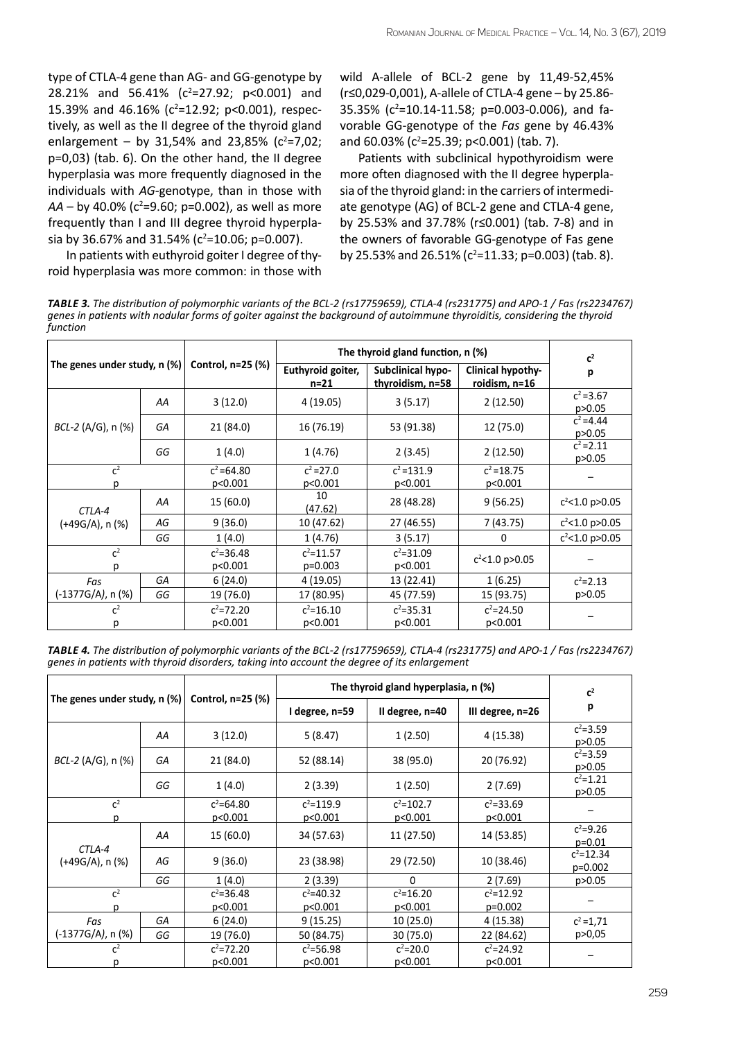type of CTLA-4 gene than AG- and GG-genotype by 28.21% and 56.41% ($c^2$=27.92; p<0.001) and 15.39% and 46.16% ($c^2$=12.92; p<0.001), respectively, as well as the II degree of the thyroid gland enlargement – by 31,54% and 23,85% ($c^2$=7,02; p=0,03) (tab. 6). On the other hand, the II degree hyperplasia was more frequently diagnosed in the individuals with *AG*-genotype, than in those with *AA* – by 40.0% ($c^2$=9.60; p=0.002), as well as more frequently than I and III degree thyroid hyperplasia by 36.67% and 31.54% ($c^2$=10.06; p=0.007).

In patients with euthyroid goiter I degree of thyroid hyperplasia was more common: in those with wild A-allele of BCL-2 gene by 11,49-52,45% (r≤0,029-0,001), A-allele of CTLA-4 gene – by 25.86-35.35% ($c^2$=10.14-11.58; p=0.003-0.006), and favorable GG-genotype of the *Fas* gene by 46.43% and 60.03% ($c^2$=25.39; p<0.001) (tab. 7).

Patients with subclinical hypothyroidism were more often diagnosed with the II degree hyperplasia of the thyroid gland: in the carriers of intermediate genotype (AG) of BCL-2 gene and CTLA-4 gene, by 25.53% and 37.78% (r≤0.001) (tab. 7-8) and in the owners of favorable GG-genotype of Fas gene by 25.53% and 26.51% ($c^2$=11.33; p=0.003) (tab. 8).

***TABLE 3.*** *The distribution of polymorphic variants of the BCL-2 (rs17759659), CTLA-4 (rs231775) and APO-1 / Fas (rs2234767) genes in patients with nodular forms of goiter against the background of autoimmune thyroiditis, considering the thyroid function*

| The genes under study, n (%) | | Control, n=25 (%) | The thyroid gland function, n (%) | | | $c^2$ p |
|---|---|---|---|---|---|---|
| | | | Euthyroid goiter, n=21 | Subclinical hypothyroidism, n=58 | Clinical hypothyroidism, n=16 | |
| *BCL-2* (A/G), n (%) | *AA* | 3 (12.0) | 4 (19.05) | 3 (5.17) | 2 (12.50) | $c^2$=3.67 p>0.05 |
| | *GA* | 21 (84.0) | 16 (76.19) | 53 (91.38) | 12 (75.0) | $c^2$=4.44 p>0.05 |
| | *GG* | 1 (4.0) | 1 (4.76) | 2 (3.45) | 2 (12.50) | $c^2$=2.11 p>0.05 |
| $c^2$ p | | $c^2$=64.80 p<0.001 | $c^2$=27.0 p<0.001 | $c^2$=131.9 p<0.001 | $c^2$=18.75 p<0.001 | – |
| *CTLA-4* (+49G/A), n (%) | *AA* | 15 (60.0) | 10 (47.62) | 28 (48.28) | 9 (56.25) | $c^2$<1.0 p>0.05 |
| | *AG* | 9 (36.0) | 10 (47.62) | 27 (46.55) | 7 (43.75) | $c^2$<1.0 p>0.05 |
| | *GG* | 1 (4.0) | 1 (4.76) | 3 (5.17) | 0 | $c^2$<1.0 p>0.05 |
| $c^2$ p | | $c^2$=36.48 p<0.001 | $c^2$=11.57 p=0.003 | $c^2$=31.09 p<0.001 | $c^2$<1.0 p>0.05 | – |
| *Fas* (-1377G/A), n (%) | *GA* | 6 (24.0) | 4 (19.05) | 13 (22.41) | 1 (6.25) | $c^2$=2.13 p>0.05 |
| | *GG* | 19 (76.0) | 17 (80.95) | 45 (77.59) | 15 (93.75) | |
| $c^2$ p | | $c^2$=72.20 p<0.001 | $c^2$=16.10 p<0.001 | $c^2$=35.31 p<0.001 | $c^2$=24.50 p<0.001 | – |

***TABLE 4.*** *The distribution of polymorphic variants of the BCL-2 (rs17759659), CTLA-4 (rs231775) and APO-1 / Fas (rs2234767) genes in patients with thyroid disorders, taking into account the degree of its enlargement*

| The genes under study, n (%) | | Control, n=25 (%) | The thyroid gland hyperplasia, n (%) | | | $c^2$ p |
|---|---|---|---|---|---|---|
| | | | I degree, n=59 | II degree, n=40 | III degree, n=26 | |
| *BCL-2* (A/G), n (%) | *AA* | 3 (12.0) | 5 (8.47) | 1 (2.50) | 4 (15.38) | $c^2$=3.59 p>0.05 |
| | *GA* | 21 (84.0) | 52 (88.14) | 38 (95.0) | 20 (76.92) | $c^2$=3.59 p>0.05 |
| | *GG* | 1 (4.0) | 2 (3.39) | 1 (2.50) | 2 (7.69) | $c^2$=1.21 p>0.05 |
| $c^2$ p | | $c^2$=64.80 p<0.001 | $c^2$=119.9 p<0.001 | $c^2$=102.7 p<0.001 | $c^2$=33.69 p<0.001 | – |
| *CTLA-4* (+49G/A), n (%) | *AA* | 15 (60.0) | 34 (57.63) | 11 (27.50) | 14 (53.85) | $c^2$=9.26 p=0.01 |
| | *AG* | 9 (36.0) | 23 (38.98) | 29 (72.50) | 10 (38.46) | $c^2$=12.34 p=0.002 |
| | *GG* | 1 (4.0) | 2 (3.39) | 0 | 2 (7.69) | p>0.05 |
| $c^2$ p | | $c^2$=36.48 p<0.001 | $c^2$=40.32 p<0.001 | $c^2$=16.20 p<0.001 | $c^2$=12.92 p=0.002 | – |
| *Fas* (-1377G/A), n (%) | *GA* | 6 (24.0) | 9 (15.25) | 10 (25.0) | 4 (15.38) | $c^2$=1,71 p>0,05 |
| | *GG* | 19 (76.0) | 50 (84.75) | 30 (75.0) | 22 (84.62) | |
| $c^2$ p | | $c^2$=72.20 p<0.001 | $c^2$=56.98 p<0.001 | $c^2$=20.0 p<0.001 | $c^2$=24.92 p<0.001 | – |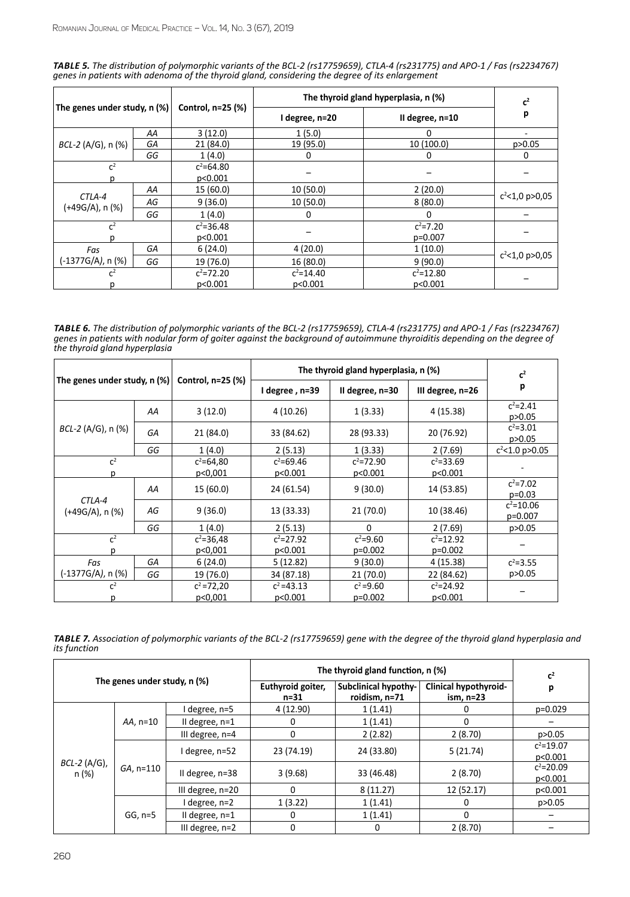***TABLE 5.*** *The distribution of polymorphic variants of the BCL-2 (rs17759659), CTLA-4 (rs231775) and APO-1 / Fas (rs2234767) genes in patients with adenoma of the thyroid gland, considering the degree of its enlargement*

| The genes under study, n (%) | | Control, n=25 (%) | The thyroid gland hyperplasia, n (%) | | $c^2$ p |
|---|---|---|---|---|---|
| | | | I degree, n=20 | II degree, n=10 | |
| *BCL-2* (A/G), n (%) | *AA* | 3 (12.0) | 1 (5.0) | 0 | - |
| | *GA* | 21 (84.0) | 19 (95.0) | 10 (100.0) | p>0.05 |
| | *GG* | 1 (4.0) | 0 | 0 | 0 |
| $c^2$ p | | $c^2$=64.80 p<0.001 | – | – | – |
| *CTLA-4* (+49G/A), n (%) | *AA* | 15 (60.0) | 10 (50.0) | 2 (20.0) | $c^2$<1,0 p>0,05 |
| | *AG* | 9 (36.0) | 10 (50.0) | 8 (80.0) | |
| | *GG* | 1 (4.0) | 0 | 0 | – |
| $c^2$ p | | $c^2$=36.48 p<0.001 | – | $c^2$=7.20 p=0.007 | – |
| *Fas* (-1377G/A), n (%) | *GA* | 6 (24.0) | 4 (20.0) | 1 (10.0) | $c^2$<1,0 p>0,05 |
| | *GG* | 19 (76.0) | 16 (80.0) | 9 (90.0) | |
| $c^2$ p | | $c^2$=72.20 p<0.001 | $c^2$=14.40 p<0.001 | $c^2$=12.80 p<0.001 | – |

***TABLE 6.*** *The distribution of polymorphic variants of the BCL-2 (rs17759659), CTLA-4 (rs231775) and APO-1 / Fas (rs2234767) genes in patients with nodular form of goiter against the background of autoimmune thyroiditis depending on the degree of the thyroid gland hyperplasia*

| The genes under study, n (%) | | Control, n=25 (%) | The thyroid gland hyperplasia, n (%) | | | $c^2$ p |
|---|---|---|---|---|---|---|
| | | | I degree , n=39 | II degree, n=30 | III degree, n=26 | |
| *BCL-2* (A/G), n (%) | *AA* | 3 (12.0) | 4 (10.26) | 1 (3.33) | 4 (15.38) | $c^2$=2.41 p>0.05 |
| | *GA* | 21 (84.0) | 33 (84.62) | 28 (93.33) | 20 (76.92) | $c^2$=3.01 p>0.05 |
| | *GG* | 1 (4.0) | 2 (5.13) | 1 (3.33) | 2 (7.69) | $c^2$<1.0 p>0.05 |
| $c^2$ p | | $c^2$=64,80 p<0,001 | $c^2$=69.46 p<0.001 | $c^2$=72.90 p<0.001 | $c^2$=33.69 p<0.001 | - |
| *CTLA-4* (+49G/A), n (%) | *AA* | 15 (60.0) | 24 (61.54) | 9 (30.0) | 14 (53.85) | $c^2$=7.02 p=0.03 |
| | *AG* | 9 (36.0) | 13 (33.33) | 21 (70.0) | 10 (38.46) | $c^2$=10.06 p=0.007 |
| | *GG* | 1 (4.0) | 2 (5.13) | 0 | 2 (7.69) | p>0.05 |
| $c^2$ p | | $c^2$=36,48 p<0,001 | $c^2$=27.92 p<0.001 | $c^2$=9.60 p=0.002 | $c^2$=12.92 p=0.002 | – |
| *Fas* (-1377G/A), n (%) | *GA* | 6 (24.0) | 5 (12.82) | 9 (30.0) | 4 (15.38) | $c^2$=3.55 p>0.05 |
| | *GG* | 19 (76.0) | 34 (87.18) | 21 (70.0) | 22 (84.62) | |
| $c^2$ p | | $c^2$=72,20 p<0,001 | $c^2$=43.13 p<0.001 | $c^2$=9.60 p=0.002 | $c^2$=24.92 p<0.001 | – |

***TABLE 7.*** *Association of polymorphic variants of the BCL-2 (rs17759659) gene with the degree of the thyroid gland hyperplasia and its function*

| The genes under study, n (%) | | | The thyroid gland function, n (%) | | | $c^2$ p |
|---|---|---|---|---|---|---|
| | | | Euthyroid goiter, n=31 | Subclinical hypothyroidism, n=71 | Clinical hypothyroidism, n=23 | |
| *BCL-2* (A/G), n (%) | *AA*, n=10 | I degree, n=5 | 4 (12.90) | 1 (1.41) | 0 | p=0.029 |
| | | II degree, n=1 | 0 | 1 (1.41) | 0 | – |
| | | III degree, n=4 | 0 | 2 (2.82) | 2 (8.70) | p>0.05 |
| | *GA*, n=110 | I degree, n=52 | 23 (74.19) | 24 (33.80) | 5 (21.74) | $c^2$=19.07 p<0.001 |
| | | II degree, n=38 | 3 (9.68) | 33 (46.48) | 2 (8.70) | $c^2$=20.09 p<0.001 |
| | | III degree, n=20 | 0 | 8 (11.27) | 12 (52.17) | p<0.001 |
| | GG, n=5 | I degree, n=2 | 1 (3.22) | 1 (1.41) | 0 | p>0.05 |
| | | II degree, n=1 | 0 | 1 (1.41) | 0 | – |
| | | III degree, n=2 | 0 | 0 | 2 (8.70) | – |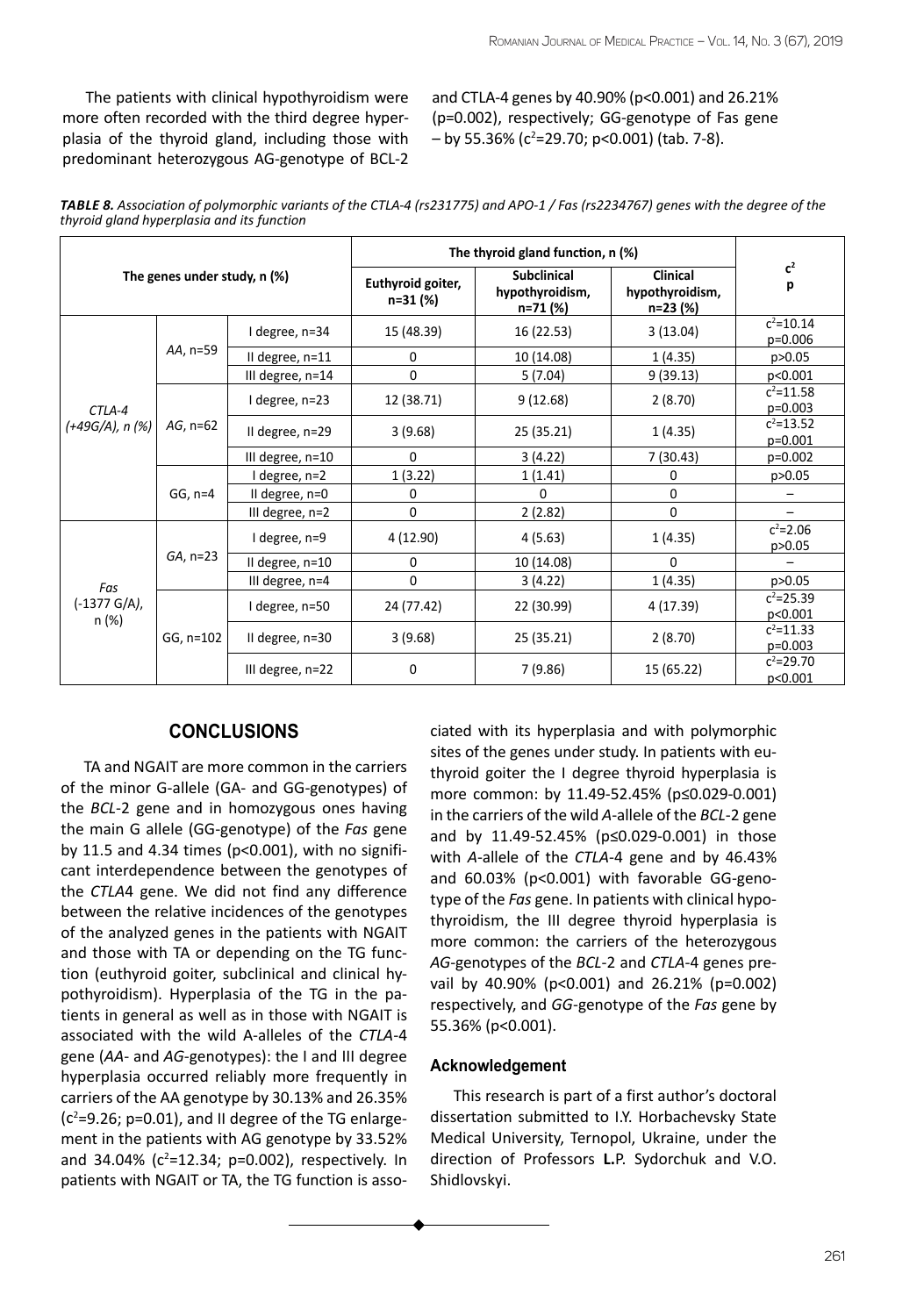The patients with clinical hypothyroidism were more often recorded with the third degree hyperplasia of the thyroid gland, including those with predominant heterozygous AG-genotype of BCL-2 and CTLA-4 genes by 40.90% (p<0.001) and 26.21% (p=0.002), respectively; GG-genotype of Fas gene – by 55.36% ($c^2$=29.70; p<0.001) (tab. 7-8).

***TABLE 8.*** *Association of polymorphic variants of the CTLA-4 (rs231775) and APO-1 / Fas (rs2234767) genes with the degree of the thyroid gland hyperplasia and its function*

| The genes under study, n (%) | | | The thyroid gland function, n (%) | | | $c^2$ p |
|---|---|---|---|---|---|---|
| | | | Euthyroid goiter, n=31 (%) | Subclinical hypothyroidism, n=71 (%) | Clinical hypothyroidism, n=23 (%) | |
| *CTLA-4 (+49G/A), n (%)* | *AA*, n=59 | I degree, n=34 | 15 (48.39) | 16 (22.53) | 3 (13.04) | $c^2$=10.14 p=0.006 |
| | | II degree, n=11 | 0 | 10 (14.08) | 1 (4.35) | p>0.05 |
| | | III degree, n=14 | 0 | 5 (7.04) | 9 (39.13) | p<0.001 |
| | *AG*, n=62 | I degree, n=23 | 12 (38.71) | 9 (12.68) | 2 (8.70) | $c^2$=11.58 p=0.003 |
| | | II degree, n=29 | 3 (9.68) | 25 (35.21) | 1 (4.35) | $c^2$=13.52 p=0.001 |
| | | III degree, n=10 | 0 | 3 (4.22) | 7 (30.43) | p=0.002 |
| | GG, n=4 | I degree, n=2 | 1 (3.22) | 1 (1.41) | 0 | p>0.05 |
| | | II degree, n=0 | 0 | 0 | 0 | – |
| | | III degree, n=2 | 0 | 2 (2.82) | 0 | – |
| *Fas (-1377 G/A), n (%)* | *GA*, n=23 | I degree, n=9 | 4 (12.90) | 4 (5.63) | 1 (4.35) | $c^2$=2.06 p>0.05 |
| | | II degree, n=10 | 0 | 10 (14.08) | 0 | – |
| | | III degree, n=4 | 0 | 3 (4.22) | 1 (4.35) | p>0.05 |
| | GG, n=102 | I degree, n=50 | 24 (77.42) | 22 (30.99) | 4 (17.39) | $c^2$=25.39 p<0.001 |
| | | II degree, n=30 | 3 (9.68) | 25 (35.21) | 2 (8.70) | $c^2$=11.33 p=0.003 |
| | | III degree, n=22 | 0 | 7 (9.86) | 15 (65.22) | $c^2$=29.70 p<0.001 |

## CONCLUSIONS

TA and NGAIT are more common in the carriers of the minor G-allele (GA- and GG-genotypes) of the *BCL*-2 gene and in homozygous ones having the main G allele (GG-genotype) of the *Fas* gene by 11.5 and 4.34 times (p<0.001), with no significant interdependence between the genotypes of the *CTLA*4 gene. We did not find any difference between the relative incidences of the genotypes of the analyzed genes in the patients with NGAIT and those with TA or depending on the TG function (euthyroid goiter, subclinical and clinical hypothyroidism). Hyperplasia of the TG in the patients in general as well as in those with NGAIT is associated with the wild A-alleles of the *CTLA*-4 gene (*AA*- and *AG*-genotypes): the I and III degree hyperplasia occurred reliably more frequently in carriers of the AA genotype by 30.13% and 26.35% ($c^2$=9.26; p=0.01), and II degree of the TG enlargement in the patients with AG genotype by 33.52% and 34.04% ($c^2$=12.34; p=0.002), respectively. In patients with NGAIT or TA, the TG function is associated with its hyperplasia and with polymorphic sites of the genes under study. In patients with euthyroid goiter the I degree thyroid hyperplasia is more common: by 11.49-52.45% (p≤0.029-0.001) in the carriers of the wild *A*-allele of the *BCL*-2 gene and by 11.49-52.45% (p≤0.029-0.001) in those with *A*-allele of the *CTLA*-4 gene and by 46.43% and 60.03% (p<0.001) with favorable GG-genotype of the *Fas* gene. In patients with clinical hypothyroidism, the III degree thyroid hyperplasia is more common: the carriers of the heterozygous *AG*-genotypes of the *BCL*-2 and *CTLA*-4 genes prevail by 40.90% (p<0.001) and 26.21% (p=0.002) respectively, and *GG*-genotype of the *Fas* gene by 55.36% (p<0.001).

### Acknowledgement

This research is part of a first author's doctoral dissertation submitted to I.Y. Horbachevsky State Medical University, Ternopol, Ukraine, under the direction of Professors **L.**P. Sydorchuk and V.O. Shidlovskyi.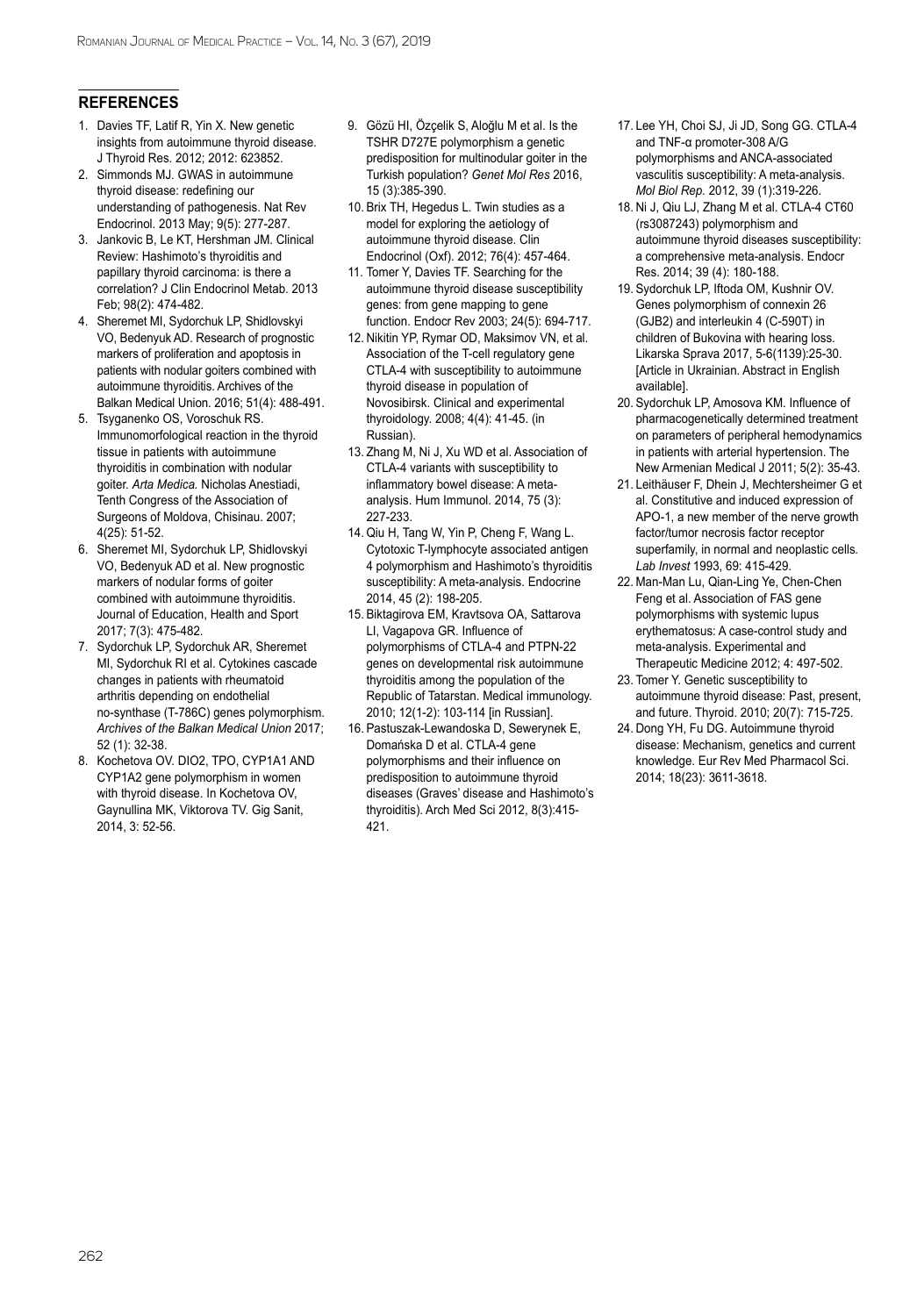## REFERENCES

1. Davies TF, Latif R, Yin X. New genetic insights from autoimmune thyroid disease. J Thyroid Res. 2012; 2012: 623852.
2. Simmonds MJ. GWAS in autoimmune thyroid disease: redefining our understanding of pathogenesis. Nat Rev Endocrinol. 2013 May; 9(5): 277-287.
3. Jankovic B, Le KT, Hershman JM. Clinical Review: Hashimoto's thyroiditis and papillary thyroid carcinoma: is there a correlation? J Clin Endocrinol Metab. 2013 Feb; 98(2): 474-482.
4. Sheremet MI, Sydorchuk LP, Shidlovskyi VO, Bedenyuk AD. Research of prognostic markers of proliferation and apoptosis in patients with nodular goiters combined with autoimmune thyroiditis. Archives of the Balkan Medical Union. 2016; 51(4): 488-491.
5. Tsyganenko OS, Voroschuk RS. Immunomorfological reaction in the thyroid tissue in patients with autoimmune thyroiditis in combination with nodular goiter. *Arta Medica.* Nicholas Anestiadi, Tenth Congress of the Association of Surgeons of Moldova, Chisinau. 2007; 4(25): 51-52.
6. Sheremet MI, Sydorchuk LP, Shidlovskyi VO, Bedenyuk AD et al. New prognostic markers of nodular forms of goiter combined with autoimmune thyroiditis. Journal of Education, Health and Sport 2017; 7(3): 475-482.
7. Sydorchuk LP, Sydorchuk AR, Sheremet MI, Sydorchuk RI et al. Cytokines cascade changes in patients with rheumatoid arthritis depending on endothelial no-synthase (T-786C) genes polymorphism. *Archives of the Balkan Medical Union* 2017; 52 (1): 32-38.
8. Kochetova OV. DIO2, TPO, CYP1A1 AND CYP1A2 gene polymorphism in women with thyroid disease. In Kochetova OV, Gaynullina MK, Viktorova TV. Gig Sanit, 2014, 3: 52-56.
9. Gözü HI, Özçelik S, Aloğlu M et al. Is the TSHR D727E polymorphism a genetic predisposition for multinodular goiter in the Turkish population? *Genet Mol Res* 2016, 15 (3):385-390.
10. Brix TH, Hegedus L. Twin studies as a model for exploring the aetiology of autoimmune thyroid disease. Clin Endocrinol (Oxf). 2012; 76(4): 457-464.
11. Tomer Y, Davies TF. Searching for the autoimmune thyroid disease susceptibility genes: from gene mapping to gene function. Endocr Rev 2003; 24(5): 694-717.
12. Nikitin YP, Rymar OD, Maksimov VN, et al. Association of the T-cell regulatory gene CTLA-4 with susceptibility to autoimmune thyroid disease in population of Novosibirsk. Clinical and experimental thyroidology. 2008; 4(4): 41-45. (in Russian).
13. Zhang M, Ni J, Xu WD et al. Association of CTLA-4 variants with susceptibility to inflammatory bowel disease: A meta-analysis. Hum Immunol. 2014, 75 (3): 227-233.
14. Qiu H, Tang W, Yin P, Cheng F, Wang L. Cytotoxic T-lymphocyte associated antigen 4 polymorphism and Hashimoto's thyroiditis susceptibility: A meta-analysis. Endocrine 2014, 45 (2): 198-205.
15. Biktagirova EM, Kravtsova OA, Sattarova LI, Vagapova GR. Influence of polymorphisms of CTLA-4 and PTPN-22 genes on developmental risk autoimmune thyroiditis among the population of the Republic of Tatarstan. Medical immunology. 2010; 12(1-2): 103-114 [in Russian].
16. Pastuszak-Lewandoska D, Sewerynek E, Domańska D et al. CTLA-4 gene polymorphisms and their influence on predisposition to autoimmune thyroid diseases (Graves' disease and Hashimoto's thyroiditis). Arch Med Sci 2012, 8(3):415-421.
17. Lee YH, Choi SJ, Ji JD, Song GG. CTLA-4 and TNF-α promoter-308 A/G polymorphisms and ANCA-associated vasculitis susceptibility: A meta-analysis. *Mol Biol Rep.* 2012, 39 (1):319-226.
18. Ni J, Qiu LJ, Zhang M et al. CTLA-4 CT60 (rs3087243) polymorphism and autoimmune thyroid diseases susceptibility: a comprehensive meta-analysis. Endocr Res. 2014; 39 (4): 180-188.
19. Sydorchuk LP, Iftoda OM, Kushnir OV. Genes polymorphism of connexin 26 (GJB2) and interleukin 4 (C-590T) in children of Bukovina with hearing loss. Likarska Sprava 2017, 5-6(1139):25-30. [Article in Ukrainian. Abstract in English available].
20. Sydorchuk LP, Amosova KM. Influence of pharmacogenetically determined treatment on parameters of peripheral hemodynamics in patients with arterial hypertension. The New Armenian Medical J 2011; 5(2): 35-43.
21. Leithäuser F, Dhein J, Mechtersheimer G et al. Constitutive and induced expression of APO-1, a new member of the nerve growth factor/tumor necrosis factor receptor superfamily, in normal and neoplastic cells. *Lab Invest* 1993, 69: 415-429.
22. Man-Man Lu, Qian-Ling Ye, Chen-Chen Feng et al. Association of FAS gene polymorphisms with systemic lupus erythematosus: A case-control study and meta-analysis. Experimental and Therapeutic Medicine 2012; 4: 497-502.
23. Tomer Y. Genetic susceptibility to autoimmune thyroid disease: Past, present, and future. Thyroid. 2010; 20(7): 715-725.
24. Dong YH, Fu DG. Autoimmune thyroid disease: Mechanism, genetics and current knowledge. Eur Rev Med Pharmacol Sci. 2014; 18(23): 3611-3618.